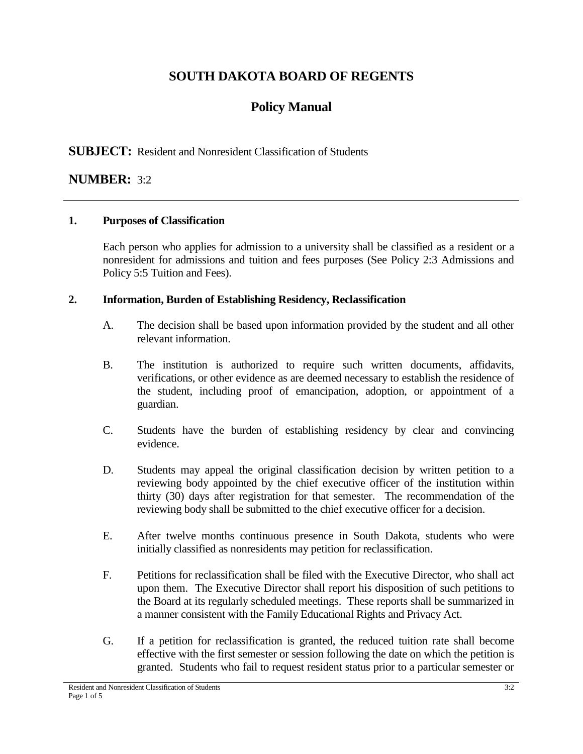# SOUTH DAKOTA BOARD OF REGENTS

## Policy Manual

**SUBJECT:** Resident and Nonresident Classification of Students

**NUMBER:** 3:2

---

### 1. Purposes of Classification

Each person who applies for admission to a university shall be classified as a resident or a nonresident for admissions and tuition and fees purposes (See Policy 2:3 Admissions and Policy 5:5 Tuition and Fees).

### 2. Information, Burden of Establishing Residency, Reclassification

A. The decision shall be based upon information provided by the student and all other relevant information.

B. The institution is authorized to require such written documents, affidavits, verifications, or other evidence as are deemed necessary to establish the residence of the student, including proof of emancipation, adoption, or appointment of a guardian.

C. Students have the burden of establishing residency by clear and convincing evidence.

D. Students may appeal the original classification decision by written petition to a reviewing body appointed by the chief executive officer of the institution within thirty (30) days after registration for that semester. The recommendation of the reviewing body shall be submitted to the chief executive officer for a decision.

E. After twelve months continuous presence in South Dakota, students who were initially classified as nonresidents may petition for reclassification.

F. Petitions for reclassification shall be filed with the Executive Director, who shall act upon them. The Executive Director shall report his disposition of such petitions to the Board at its regularly scheduled meetings. These reports shall be summarized in a manner consistent with the Family Educational Rights and Privacy Act.

G. If a petition for reclassification is granted, the reduced tuition rate shall become effective with the first semester or session following the date on which the petition is granted. Students who fail to request resident status prior to a particular semester or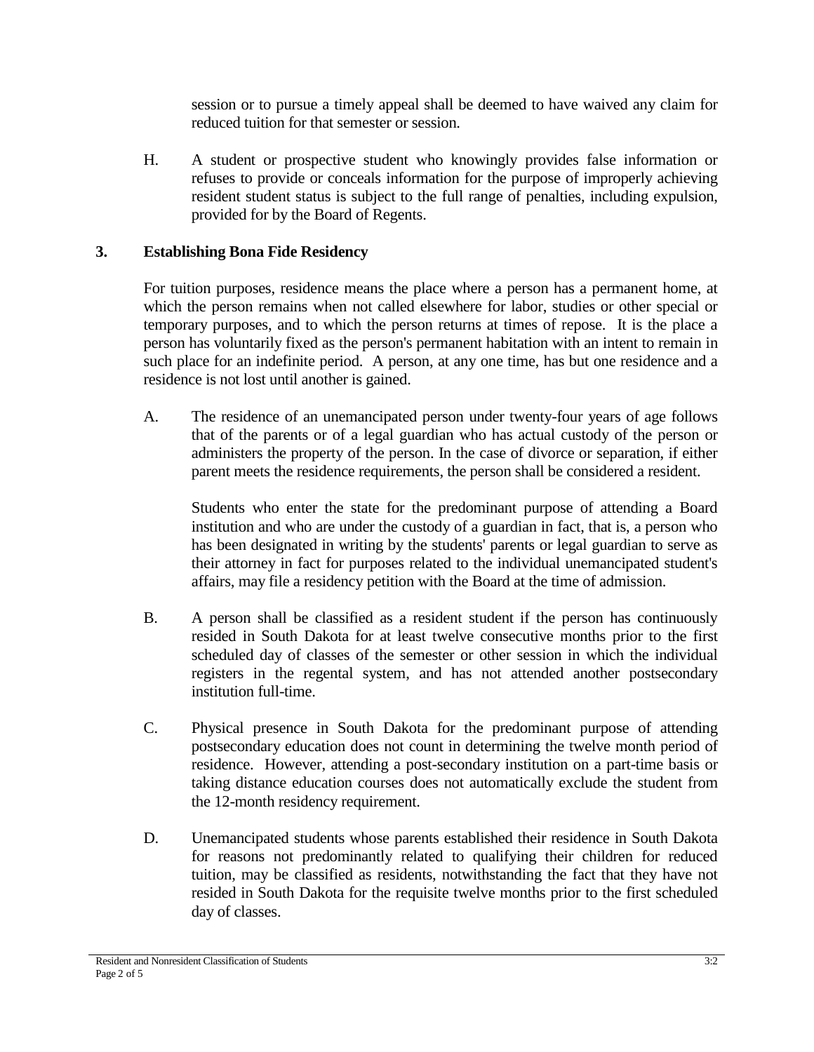session or to pursue a timely appeal shall be deemed to have waived any claim for reduced tuition for that semester or session.

H. A student or prospective student who knowingly provides false information or refuses to provide or conceals information for the purpose of improperly achieving resident student status is subject to the full range of penalties, including expulsion, provided for by the Board of Regents.

## 3. Establishing Bona Fide Residency

For tuition purposes, residence means the place where a person has a permanent home, at which the person remains when not called elsewhere for labor, studies or other special or temporary purposes, and to which the person returns at times of repose. It is the place a person has voluntarily fixed as the person's permanent habitation with an intent to remain in such place for an indefinite period. A person, at any one time, has but one residence and a residence is not lost until another is gained.

A. The residence of an unemancipated person under twenty-four years of age follows that of the parents or of a legal guardian who has actual custody of the person or administers the property of the person. In the case of divorce or separation, if either parent meets the residence requirements, the person shall be considered a resident.

   Students who enter the state for the predominant purpose of attending a Board institution and who are under the custody of a guardian in fact, that is, a person who has been designated in writing by the students' parents or legal guardian to serve as their attorney in fact for purposes related to the individual unemancipated student's affairs, may file a residency petition with the Board at the time of admission.

B. A person shall be classified as a resident student if the person has continuously resided in South Dakota for at least twelve consecutive months prior to the first scheduled day of classes of the semester or other session in which the individual registers in the regental system, and has not attended another postsecondary institution full-time.

C. Physical presence in South Dakota for the predominant purpose of attending postsecondary education does not count in determining the twelve month period of residence. However, attending a post-secondary institution on a part-time basis or taking distance education courses does not automatically exclude the student from the 12-month residency requirement.

D. Unemancipated students whose parents established their residence in South Dakota for reasons not predominantly related to qualifying their children for reduced tuition, may be classified as residents, notwithstanding the fact that they have not resided in South Dakota for the requisite twelve months prior to the first scheduled day of classes.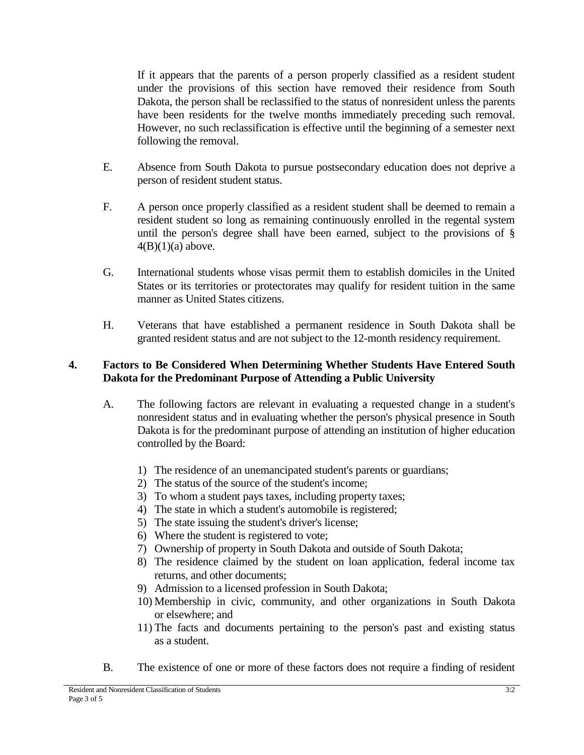If it appears that the parents of a person properly classified as a resident student under the provisions of this section have removed their residence from South Dakota, the person shall be reclassified to the status of nonresident unless the parents have been residents for the twelve months immediately preceding such removal. However, no such reclassification is effective until the beginning of a semester next following the removal.

E. Absence from South Dakota to pursue postsecondary education does not deprive a person of resident student status.

F. A person once properly classified as a resident student shall be deemed to remain a resident student so long as remaining continuously enrolled in the regental system until the person's degree shall have been earned, subject to the provisions of § 4(B)(1)(a) above.

G. International students whose visas permit them to establish domiciles in the United States or its territories or protectorates may qualify for resident tuition in the same manner as United States citizens.

H. Veterans that have established a permanent residence in South Dakota shall be granted resident status and are not subject to the 12-month residency requirement.

## 4. Factors to Be Considered When Determining Whether Students Have Entered South Dakota for the Predominant Purpose of Attending a Public University

A. The following factors are relevant in evaluating a requested change in a student's nonresident status and in evaluating whether the person's physical presence in South Dakota is for the predominant purpose of attending an institution of higher education controlled by the Board:

1) The residence of an unemancipated student's parents or guardians;
2) The status of the source of the student's income;
3) To whom a student pays taxes, including property taxes;
4) The state in which a student's automobile is registered;
5) The state issuing the student's driver's license;
6) Where the student is registered to vote;
7) Ownership of property in South Dakota and outside of South Dakota;
8) The residence claimed by the student on loan application, federal income tax returns, and other documents;
9) Admission to a licensed profession in South Dakota;
10) Membership in civic, community, and other organizations in South Dakota or elsewhere; and
11) The facts and documents pertaining to the person's past and existing status as a student.

B. The existence of one or more of these factors does not require a finding of resident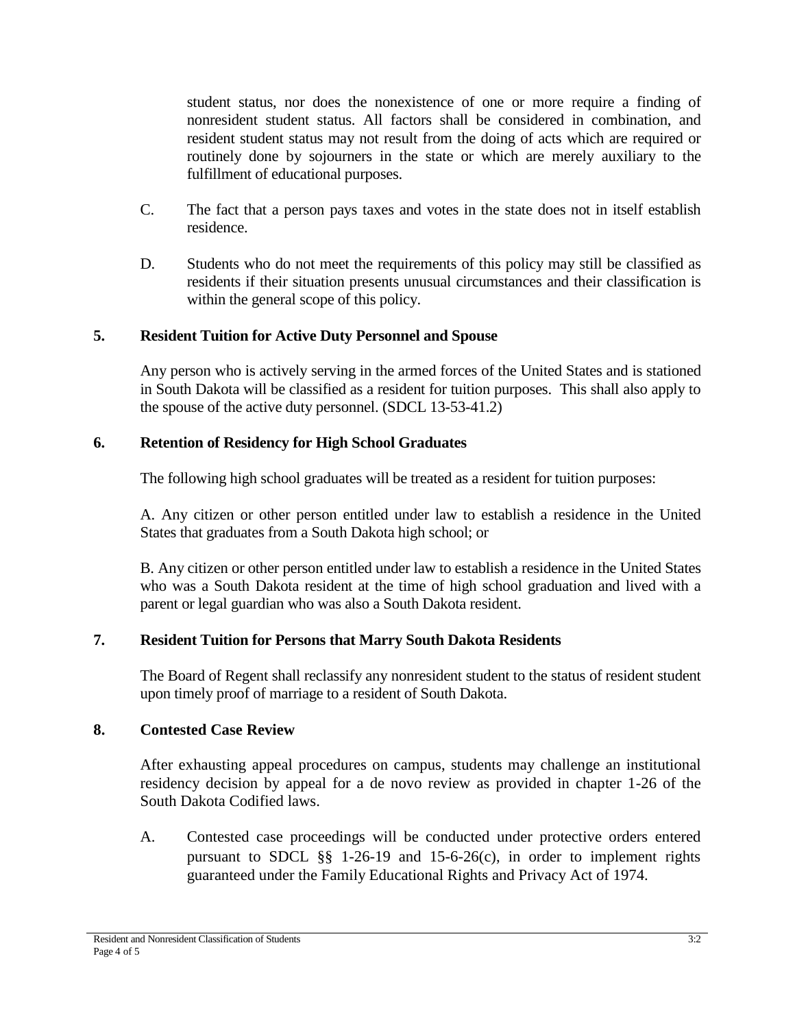student status, nor does the nonexistence of one or more require a finding of nonresident student status. All factors shall be considered in combination, and resident student status may not result from the doing of acts which are required or routinely done by sojourners in the state or which are merely auxiliary to the fulfillment of educational purposes.

C. The fact that a person pays taxes and votes in the state does not in itself establish residence.

D. Students who do not meet the requirements of this policy may still be classified as residents if their situation presents unusual circumstances and their classification is within the general scope of this policy.

## 5. Resident Tuition for Active Duty Personnel and Spouse

Any person who is actively serving in the armed forces of the United States and is stationed in South Dakota will be classified as a resident for tuition purposes. This shall also apply to the spouse of the active duty personnel. (SDCL 13-53-41.2)

## 6. Retention of Residency for High School Graduates

The following high school graduates will be treated as a resident for tuition purposes:

A. Any citizen or other person entitled under law to establish a residence in the United States that graduates from a South Dakota high school; or

B. Any citizen or other person entitled under law to establish a residence in the United States who was a South Dakota resident at the time of high school graduation and lived with a parent or legal guardian who was also a South Dakota resident.

## 7. Resident Tuition for Persons that Marry South Dakota Residents

The Board of Regent shall reclassify any nonresident student to the status of resident student upon timely proof of marriage to a resident of South Dakota.

## 8. Contested Case Review

After exhausting appeal procedures on campus, students may challenge an institutional residency decision by appeal for a de novo review as provided in chapter 1-26 of the South Dakota Codified laws.

A. Contested case proceedings will be conducted under protective orders entered pursuant to SDCL §§ 1-26-19 and 15-6-26(c), in order to implement rights guaranteed under the Family Educational Rights and Privacy Act of 1974.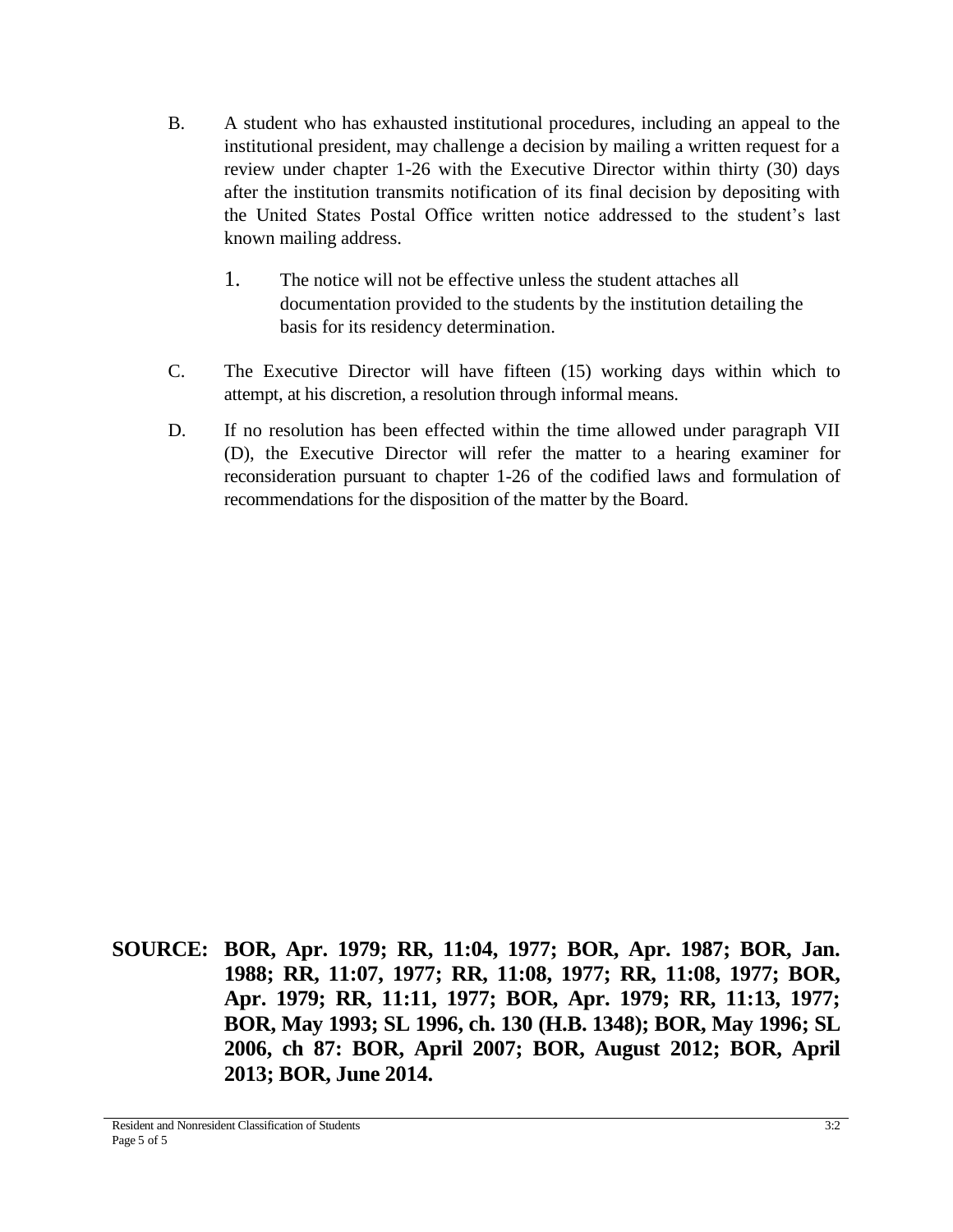B. A student who has exhausted institutional procedures, including an appeal to the institutional president, may challenge a decision by mailing a written request for a review under chapter 1-26 with the Executive Director within thirty (30) days after the institution transmits notification of its final decision by depositing with the United States Postal Office written notice addressed to the student's last known mailing address.

   1. The notice will not be effective unless the student attaches all documentation provided to the students by the institution detailing the basis for its residency determination.

C. The Executive Director will have fifteen (15) working days within which to attempt, at his discretion, a resolution through informal means.

D. If no resolution has been effected within the time allowed under paragraph VII (D), the Executive Director will refer the matter to a hearing examiner for reconsideration pursuant to chapter 1-26 of the codified laws and formulation of recommendations for the disposition of the matter by the Board.

**SOURCE: BOR, Apr. 1979; RR, 11:04, 1977; BOR, Apr. 1987; BOR, Jan. 1988; RR, 11:07, 1977; RR, 11:08, 1977; RR, 11:08, 1977; BOR, Apr. 1979; RR, 11:11, 1977; BOR, Apr. 1979; RR, 11:13, 1977; BOR, May 1993; SL 1996, ch. 130 (H.B. 1348); BOR, May 1996; SL 2006, ch 87: BOR, April 2007; BOR, August 2012; BOR, April 2013; BOR, June 2014.**